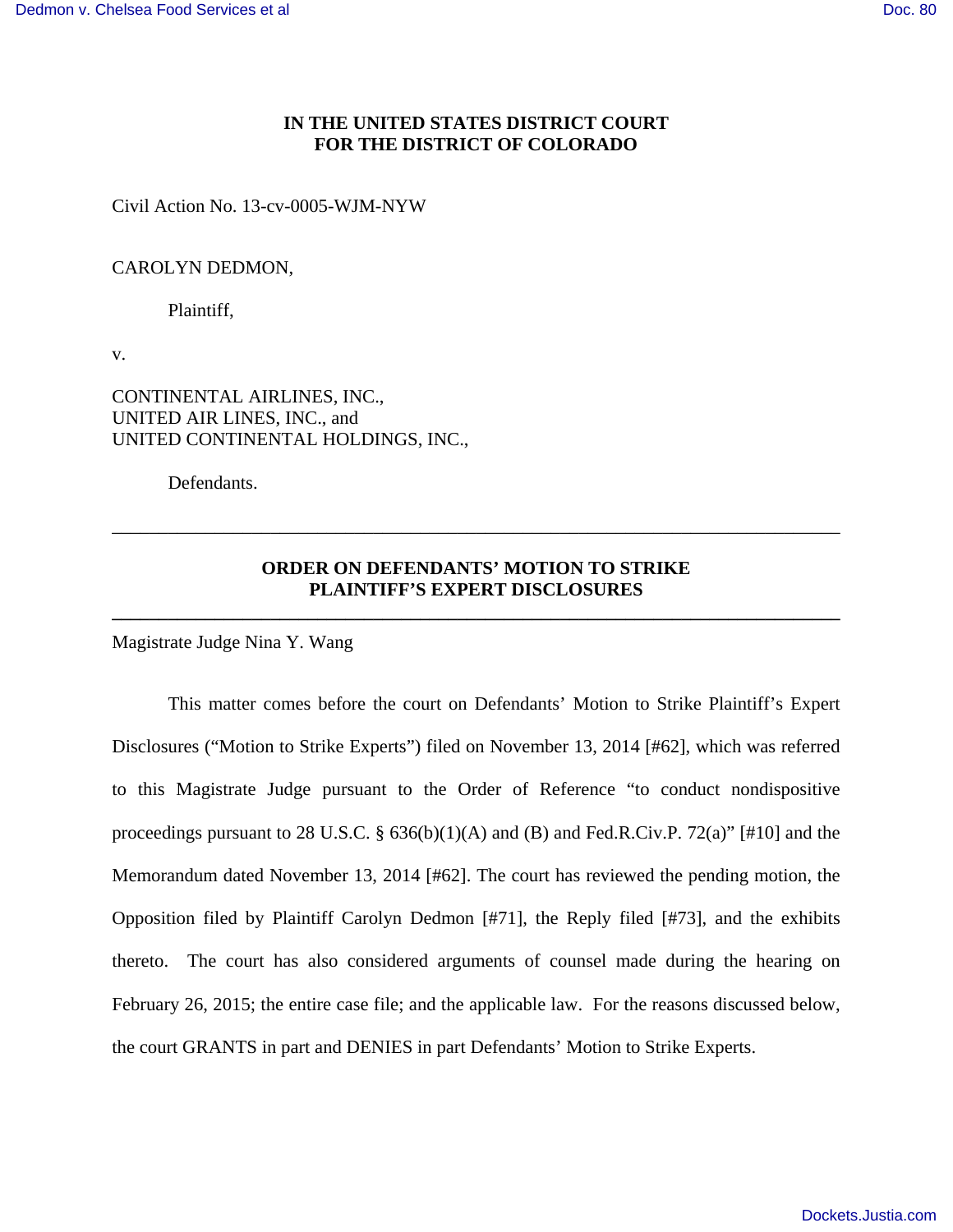# IN THE UNITED STATES DISTRICT COURT FOR THE DISTRICT OF COLORADO

Civil Action No. 13-cv-0005-WJM-NYW

CAROLYN DEDMON,

Plaintiff,

v.

CONTINENTAL AIRLINES, INC.,
UNITED AIR LINES, INC., and
UNITED CONTINENTAL HOLDINGS, INC.,

Defendants.

---

## ORDER ON DEFENDANTS' MOTION TO STRIKE PLAINTIFF'S EXPERT DISCLOSURES

---

Magistrate Judge Nina Y. Wang

This matter comes before the court on Defendants' Motion to Strike Plaintiff's Expert Disclosures ("Motion to Strike Experts") filed on November 13, 2014 [#62], which was referred to this Magistrate Judge pursuant to the Order of Reference "to conduct nondispositive proceedings pursuant to 28 U.S.C. § 636(b)(1)(A) and (B) and Fed.R.Civ.P. 72(a)" [#10] and the Memorandum dated November 13, 2014 [#62]. The court has reviewed the pending motion, the Opposition filed by Plaintiff Carolyn Dedmon [#71], the Reply filed [#73], and the exhibits thereto. The court has also considered arguments of counsel made during the hearing on February 26, 2015; the entire case file; and the applicable law. For the reasons discussed below, the court GRANTS in part and DENIES in part Defendants' Motion to Strike Experts.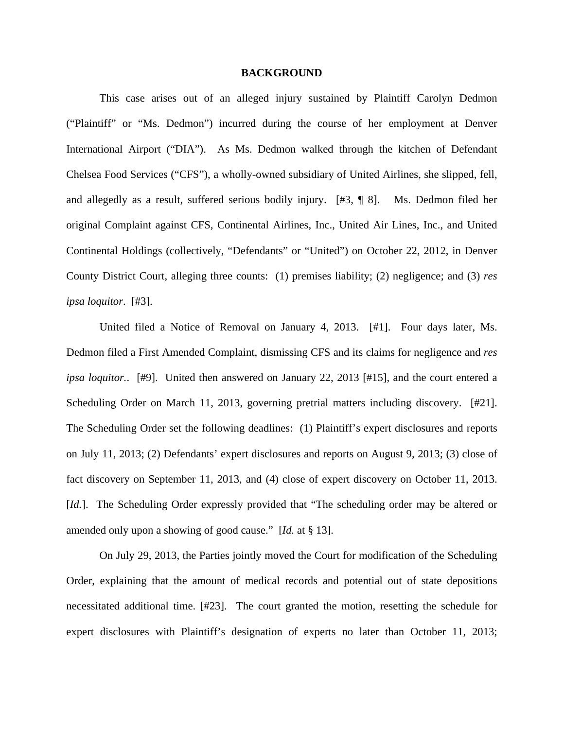## BACKGROUND

This case arises out of an alleged injury sustained by Plaintiff Carolyn Dedmon ("Plaintiff" or "Ms. Dedmon") incurred during the course of her employment at Denver International Airport ("DIA"). As Ms. Dedmon walked through the kitchen of Defendant Chelsea Food Services ("CFS"), a wholly-owned subsidiary of United Airlines, she slipped, fell, and allegedly as a result, suffered serious bodily injury. [#3, ¶ 8]. Ms. Dedmon filed her original Complaint against CFS, Continental Airlines, Inc., United Air Lines, Inc., and United Continental Holdings (collectively, "Defendants" or "United") on October 22, 2012, in Denver County District Court, alleging three counts: (1) premises liability; (2) negligence; and (3) *res ipsa loquitor*. [#3].

United filed a Notice of Removal on January 4, 2013. [#1]. Four days later, Ms. Dedmon filed a First Amended Complaint, dismissing CFS and its claims for negligence and *res ipsa loquitor.*. [#9]. United then answered on January 22, 2013 [#15], and the court entered a Scheduling Order on March 11, 2013, governing pretrial matters including discovery. [#21]. The Scheduling Order set the following deadlines: (1) Plaintiff's expert disclosures and reports on July 11, 2013; (2) Defendants' expert disclosures and reports on August 9, 2013; (3) close of fact discovery on September 11, 2013, and (4) close of expert discovery on October 11, 2013. [*Id.*]. The Scheduling Order expressly provided that "The scheduling order may be altered or amended only upon a showing of good cause." [*Id.* at § 13].

On July 29, 2013, the Parties jointly moved the Court for modification of the Scheduling Order, explaining that the amount of medical records and potential out of state depositions necessitated additional time. [#23]. The court granted the motion, resetting the schedule for expert disclosures with Plaintiff's designation of experts no later than October 11, 2013;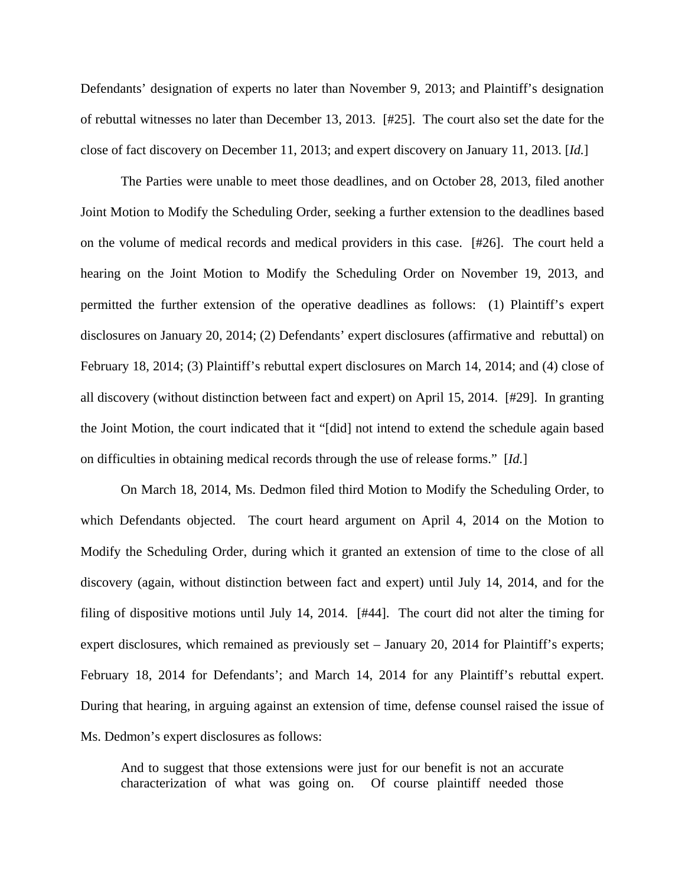Defendants' designation of experts no later than November 9, 2013; and Plaintiff's designation of rebuttal witnesses no later than December 13, 2013. [#25]. The court also set the date for the close of fact discovery on December 11, 2013; and expert discovery on January 11, 2013. [*Id.*]

The Parties were unable to meet those deadlines, and on October 28, 2013, filed another Joint Motion to Modify the Scheduling Order, seeking a further extension to the deadlines based on the volume of medical records and medical providers in this case. [#26]. The court held a hearing on the Joint Motion to Modify the Scheduling Order on November 19, 2013, and permitted the further extension of the operative deadlines as follows: (1) Plaintiff's expert disclosures on January 20, 2014; (2) Defendants' expert disclosures (affirmative and rebuttal) on February 18, 2014; (3) Plaintiff's rebuttal expert disclosures on March 14, 2014; and (4) close of all discovery (without distinction between fact and expert) on April 15, 2014. [#29]. In granting the Joint Motion, the court indicated that it "[did] not intend to extend the schedule again based on difficulties in obtaining medical records through the use of release forms." [*Id.*]

On March 18, 2014, Ms. Dedmon filed third Motion to Modify the Scheduling Order, to which Defendants objected. The court heard argument on April 4, 2014 on the Motion to Modify the Scheduling Order, during which it granted an extension of time to the close of all discovery (again, without distinction between fact and expert) until July 14, 2014, and for the filing of dispositive motions until July 14, 2014. [#44]. The court did not alter the timing for expert disclosures, which remained as previously set – January 20, 2014 for Plaintiff's experts; February 18, 2014 for Defendants'; and March 14, 2014 for any Plaintiff's rebuttal expert. During that hearing, in arguing against an extension of time, defense counsel raised the issue of Ms. Dedmon's expert disclosures as follows:

> And to suggest that those extensions were just for our benefit is not an accurate characterization of what was going on. Of course plaintiff needed those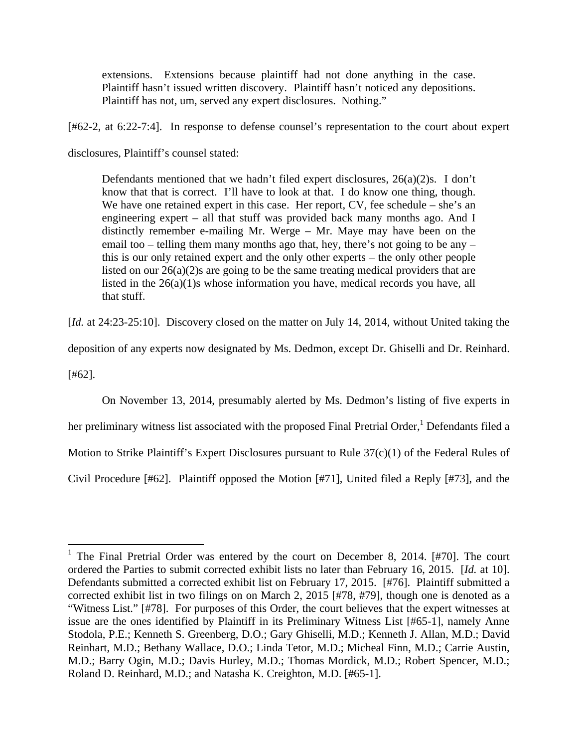> extensions. Extensions because plaintiff had not done anything in the case. Plaintiff hasn't issued written discovery. Plaintiff hasn't noticed any depositions. Plaintiff has not, um, served any expert disclosures. Nothing."

[#62-2, at 6:22-7:4]. In response to defense counsel's representation to the court about expert disclosures, Plaintiff's counsel stated:

> Defendants mentioned that we hadn't filed expert disclosures, 26(a)(2)s. I don't know that that is correct. I'll have to look at that. I do know one thing, though. We have one retained expert in this case. Her report, CV, fee schedule – she's an engineering expert – all that stuff was provided back many months ago. And I distinctly remember e-mailing Mr. Werge – Mr. Maye may have been on the email too – telling them many months ago that, hey, there's not going to be any – this is our only retained expert and the only other experts – the only other people listed on our 26(a)(2)s are going to be the same treating medical providers that are listed in the 26(a)(1)s whose information you have, medical records you have, all that stuff.

[*Id.* at 24:23-25:10]. Discovery closed on the matter on July 14, 2014, without United taking the deposition of any experts now designated by Ms. Dedmon, except Dr. Ghiselli and Dr. Reinhard. [#62].

On November 13, 2014, presumably alerted by Ms. Dedmon's listing of five experts in her preliminary witness list associated with the proposed Final Pretrial Order,[1] Defendants filed a Motion to Strike Plaintiff's Expert Disclosures pursuant to Rule 37(c)(1) of the Federal Rules of Civil Procedure [#62]. Plaintiff opposed the Motion [#71], United filed a Reply [#73], and the

---

[1] The Final Pretrial Order was entered by the court on December 8, 2014. [#70]. The court ordered the Parties to submit corrected exhibit lists no later than February 16, 2015. [*Id.* at 10]. Defendants submitted a corrected exhibit list on February 17, 2015. [#76]. Plaintiff submitted a corrected exhibit list in two filings on on March 2, 2015 [#78, #79], though one is denoted as a "Witness List." [#78]. For purposes of this Order, the court believes that the expert witnesses at issue are the ones identified by Plaintiff in its Preliminary Witness List [#65-1], namely Anne Stodola, P.E.; Kenneth S. Greenberg, D.O.; Gary Ghiselli, M.D.; Kenneth J. Allan, M.D.; David Reinhart, M.D.; Bethany Wallace, D.O.; Linda Tetor, M.D.; Micheal Finn, M.D.; Carrie Austin, M.D.; Barry Ogin, M.D.; Davis Hurley, M.D.; Thomas Mordick, M.D.; Robert Spencer, M.D.; Roland D. Reinhard, M.D.; and Natasha K. Creighton, M.D. [#65-1].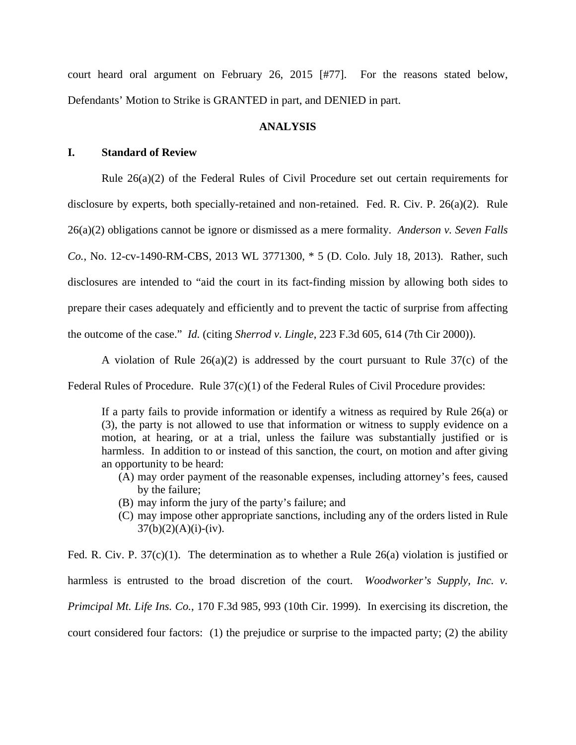court heard oral argument on February 26, 2015 [#77]. For the reasons stated below, Defendants' Motion to Strike is GRANTED in part, and DENIED in part.

## ANALYSIS

### I. Standard of Review

Rule 26(a)(2) of the Federal Rules of Civil Procedure set out certain requirements for disclosure by experts, both specially-retained and non-retained. Fed. R. Civ. P. 26(a)(2). Rule 26(a)(2) obligations cannot be ignore or dismissed as a mere formality. *Anderson v. Seven Falls Co.*, No. 12-cv-1490-RM-CBS, 2013 WL 3771300, * 5 (D. Colo. July 18, 2013). Rather, such disclosures are intended to "aid the court in its fact-finding mission by allowing both sides to prepare their cases adequately and efficiently and to prevent the tactic of surprise from affecting the outcome of the case." *Id.* (citing *Sherrod v. Lingle*, 223 F.3d 605, 614 (7th Cir 2000)).

A violation of Rule 26(a)(2) is addressed by the court pursuant to Rule 37(c) of the Federal Rules of Procedure. Rule 37(c)(1) of the Federal Rules of Civil Procedure provides:

> If a party fails to provide information or identify a witness as required by Rule 26(a) or (3), the party is not allowed to use that information or witness to supply evidence on a motion, at hearing, or at a trial, unless the failure was substantially justified or is harmless. In addition to or instead of this sanction, the court, on motion and after giving an opportunity to be heard:
>
> (A) may order payment of the reasonable expenses, including attorney's fees, caused by the failure;
> (B) may inform the jury of the party's failure; and
> (C) may impose other appropriate sanctions, including any of the orders listed in Rule 37(b)(2)(A)(i)-(iv).

Fed. R. Civ. P. 37(c)(1). The determination as to whether a Rule 26(a) violation is justified or harmless is entrusted to the broad discretion of the court. *Woodworker's Supply, Inc. v. Primcipal Mt. Life Ins. Co.*, 170 F.3d 985, 993 (10th Cir. 1999). In exercising its discretion, the court considered four factors: (1) the prejudice or surprise to the impacted party; (2) the ability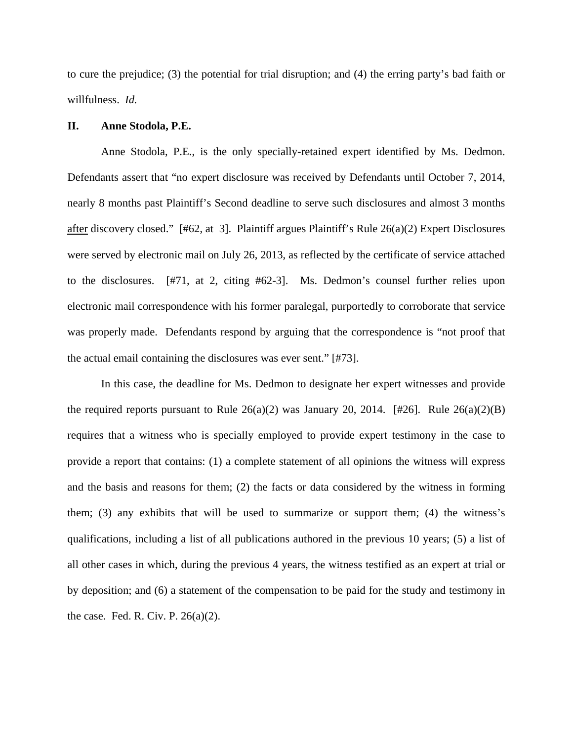to cure the prejudice; (3) the potential for trial disruption; and (4) the erring party's bad faith or willfulness. *Id.*

## II. Anne Stodola, P.E.

Anne Stodola, P.E., is the only specially-retained expert identified by Ms. Dedmon. Defendants assert that "no expert disclosure was received by Defendants until October 7, 2014, nearly 8 months past Plaintiff's Second deadline to serve such disclosures and almost 3 months <u>after</u> discovery closed." [#62, at 3]. Plaintiff argues Plaintiff's Rule 26(a)(2) Expert Disclosures were served by electronic mail on July 26, 2013, as reflected by the certificate of service attached to the disclosures. [#71, at 2, citing #62-3]. Ms. Dedmon's counsel further relies upon electronic mail correspondence with his former paralegal, purportedly to corroborate that service was properly made. Defendants respond by arguing that the correspondence is "not proof that the actual email containing the disclosures was ever sent." [#73].

In this case, the deadline for Ms. Dedmon to designate her expert witnesses and provide the required reports pursuant to Rule 26(a)(2) was January 20, 2014. [#26]. Rule 26(a)(2)(B) requires that a witness who is specially employed to provide expert testimony in the case to provide a report that contains: (1) a complete statement of all opinions the witness will express and the basis and reasons for them; (2) the facts or data considered by the witness in forming them; (3) any exhibits that will be used to summarize or support them; (4) the witness's qualifications, including a list of all publications authored in the previous 10 years; (5) a list of all other cases in which, during the previous 4 years, the witness testified as an expert at trial or by deposition; and (6) a statement of the compensation to be paid for the study and testimony in the case. Fed. R. Civ. P. 26(a)(2).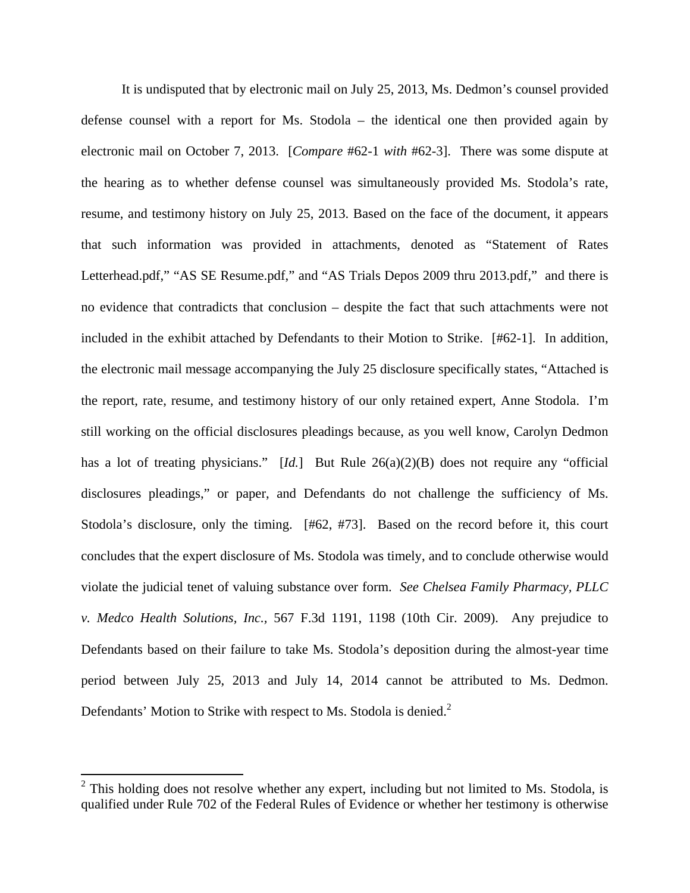It is undisputed that by electronic mail on July 25, 2013, Ms. Dedmon's counsel provided defense counsel with a report for Ms. Stodola – the identical one then provided again by electronic mail on October 7, 2013. [*Compare* #62-1 *with* #62-3]. There was some dispute at the hearing as to whether defense counsel was simultaneously provided Ms. Stodola's rate, resume, and testimony history on July 25, 2013. Based on the face of the document, it appears that such information was provided in attachments, denoted as "Statement of Rates Letterhead.pdf," "AS SE Resume.pdf," and "AS Trials Depos 2009 thru 2013.pdf," and there is no evidence that contradicts that conclusion – despite the fact that such attachments were not included in the exhibit attached by Defendants to their Motion to Strike. [#62-1]. In addition, the electronic mail message accompanying the July 25 disclosure specifically states, "Attached is the report, rate, resume, and testimony history of our only retained expert, Anne Stodola. I'm still working on the official disclosures pleadings because, as you well know, Carolyn Dedmon has a lot of treating physicians." [*Id.*] But Rule 26(a)(2)(B) does not require any "official disclosures pleadings," or paper, and Defendants do not challenge the sufficiency of Ms. Stodola's disclosure, only the timing. [#62, #73]. Based on the record before it, this court concludes that the expert disclosure of Ms. Stodola was timely, and to conclude otherwise would violate the judicial tenet of valuing substance over form. *See Chelsea Family Pharmacy, PLLC v. Medco Health Solutions, Inc.*, 567 F.3d 1191, 1198 (10th Cir. 2009). Any prejudice to Defendants based on their failure to take Ms. Stodola's deposition during the almost-year time period between July 25, 2013 and July 14, 2014 cannot be attributed to Ms. Dedmon. Defendants' Motion to Strike with respect to Ms. Stodola is denied.[2]

---

[2] This holding does not resolve whether any expert, including but not limited to Ms. Stodola, is qualified under Rule 702 of the Federal Rules of Evidence or whether her testimony is otherwise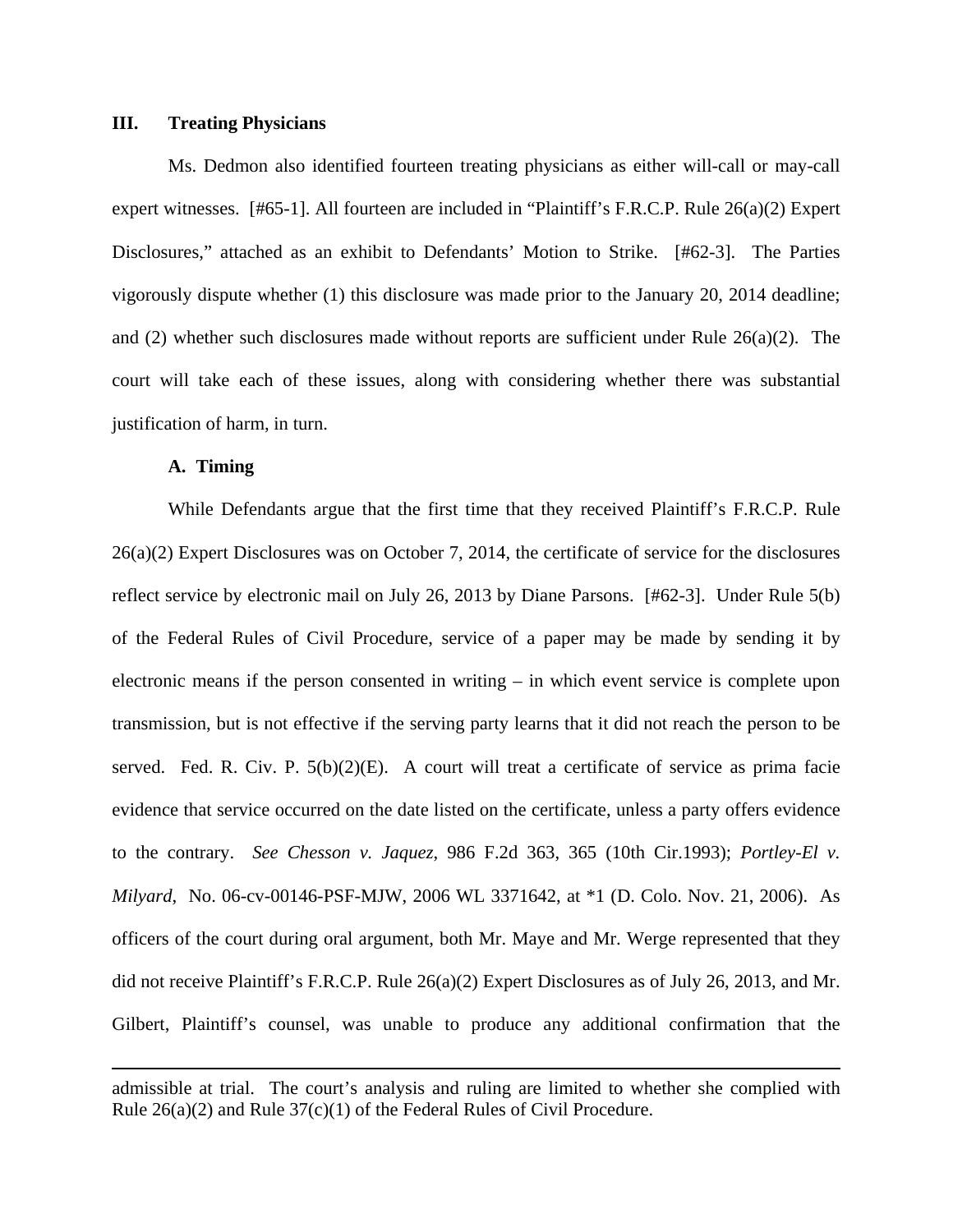## III. Treating Physicians

Ms. Dedmon also identified fourteen treating physicians as either will-call or may-call expert witnesses. [#65-1]. All fourteen are included in "Plaintiff's F.R.C.P. Rule 26(a)(2) Expert Disclosures," attached as an exhibit to Defendants' Motion to Strike. [#62-3]. The Parties vigorously dispute whether (1) this disclosure was made prior to the January 20, 2014 deadline; and (2) whether such disclosures made without reports are sufficient under Rule 26(a)(2). The court will take each of these issues, along with considering whether there was substantial justification of harm, in turn.

### A. Timing

While Defendants argue that the first time that they received Plaintiff's F.R.C.P. Rule 26(a)(2) Expert Disclosures was on October 7, 2014, the certificate of service for the disclosures reflect service by electronic mail on July 26, 2013 by Diane Parsons. [#62-3]. Under Rule 5(b) of the Federal Rules of Civil Procedure, service of a paper may be made by sending it by electronic means if the person consented in writing – in which event service is complete upon transmission, but is not effective if the serving party learns that it did not reach the person to be served. Fed. R. Civ. P. 5(b)(2)(E). A court will treat a certificate of service as prima facie evidence that service occurred on the date listed on the certificate, unless a party offers evidence to the contrary. *See Chesson v. Jaquez*, 986 F.2d 363, 365 (10th Cir.1993); *Portley-El v. Milyard*, No. 06-cv-00146-PSF-MJW, 2006 WL 3371642, at *1 (D. Colo. Nov. 21, 2006). As officers of the court during oral argument, both Mr. Maye and Mr. Werge represented that they did not receive Plaintiff's F.R.C.P. Rule 26(a)(2) Expert Disclosures as of July 26, 2013, and Mr. Gilbert, Plaintiff's counsel, was unable to produce any additional confirmation that the

---

admissible at trial. The court's analysis and ruling are limited to whether she complied with Rule 26(a)(2) and Rule 37(c)(1) of the Federal Rules of Civil Procedure.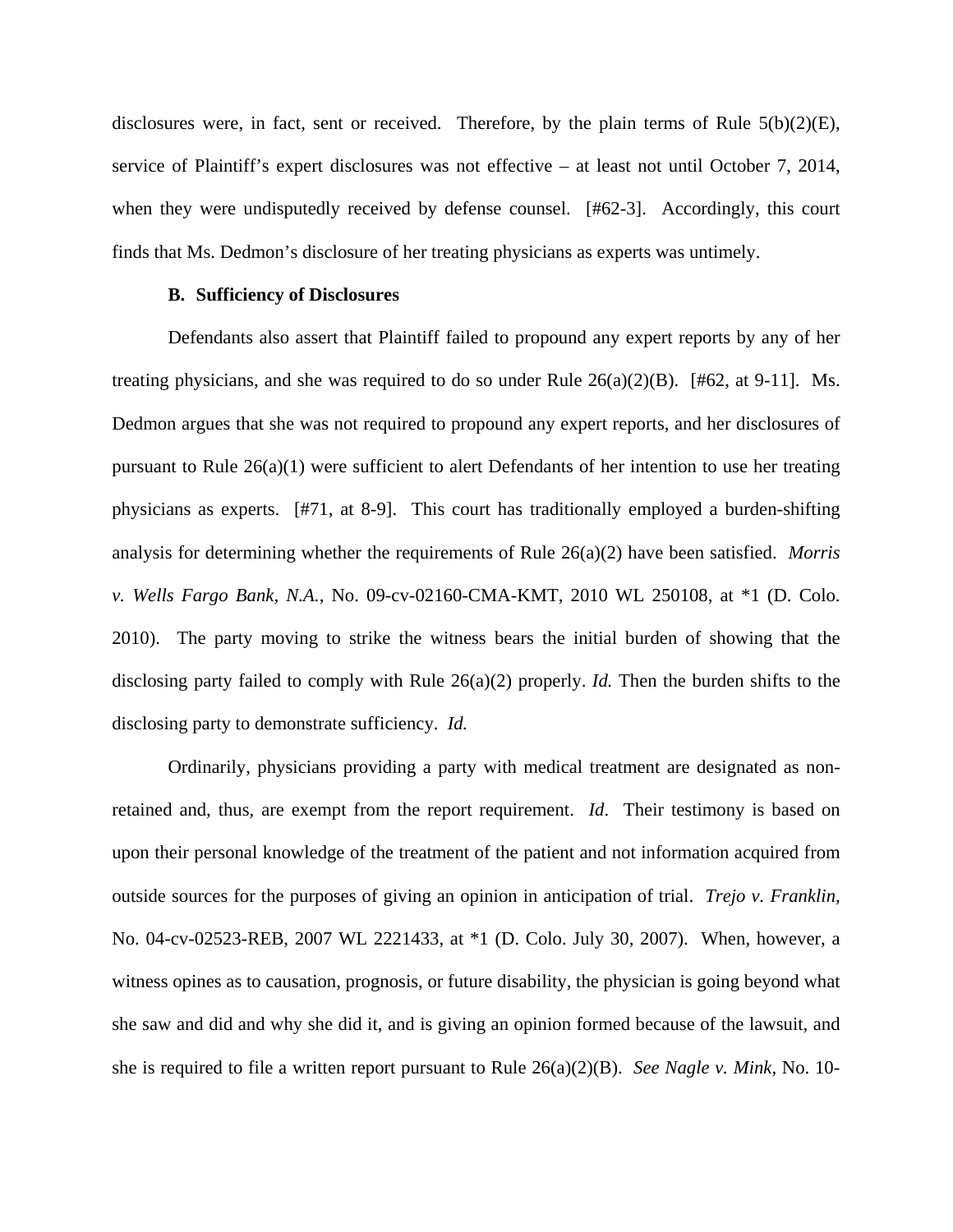disclosures were, in fact, sent or received. Therefore, by the plain terms of Rule 5(b)(2)(E), service of Plaintiff's expert disclosures was not effective – at least not until October 7, 2014, when they were undisputedly received by defense counsel. [#62-3]. Accordingly, this court finds that Ms. Dedmon's disclosure of her treating physicians as experts was untimely.

**B. Sufficiency of Disclosures**

Defendants also assert that Plaintiff failed to propound any expert reports by any of her treating physicians, and she was required to do so under Rule 26(a)(2)(B). [#62, at 9-11]. Ms. Dedmon argues that she was not required to propound any expert reports, and her disclosures of pursuant to Rule 26(a)(1) were sufficient to alert Defendants of her intention to use her treating physicians as experts. [#71, at 8-9]. This court has traditionally employed a burden-shifting analysis for determining whether the requirements of Rule 26(a)(2) have been satisfied. *Morris v. Wells Fargo Bank, N.A.*, No. 09-cv-02160-CMA-KMT, 2010 WL 250108, at *1 (D. Colo. 2010). The party moving to strike the witness bears the initial burden of showing that the disclosing party failed to comply with Rule 26(a)(2) properly. *Id.* Then the burden shifts to the disclosing party to demonstrate sufficiency. *Id.*

Ordinarily, physicians providing a party with medical treatment are designated as non-retained and, thus, are exempt from the report requirement. *Id*. Their testimony is based on upon their personal knowledge of the treatment of the patient and not information acquired from outside sources for the purposes of giving an opinion in anticipation of trial. *Trejo v. Franklin*, No. 04-cv-02523-REB, 2007 WL 2221433, at *1 (D. Colo. July 30, 2007). When, however, a witness opines as to causation, prognosis, or future disability, the physician is going beyond what she saw and did and why she did it, and is giving an opinion formed because of the lawsuit, and she is required to file a written report pursuant to Rule 26(a)(2)(B). *See Nagle v. Mink*, No. 10-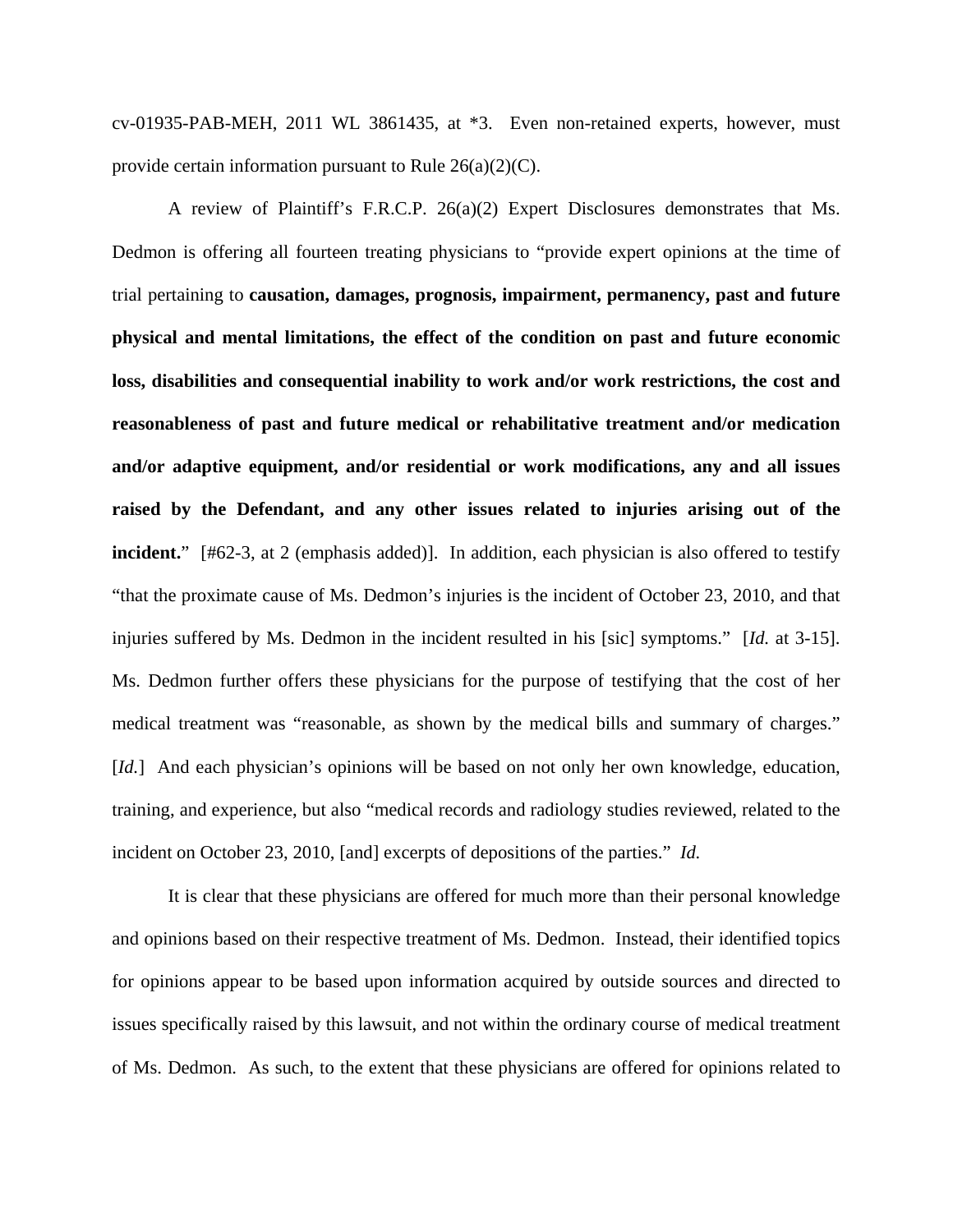cv-01935-PAB-MEH, 2011 WL 3861435, at *3. Even non-retained experts, however, must provide certain information pursuant to Rule 26(a)(2)(C).

A review of Plaintiff's F.R.C.P. 26(a)(2) Expert Disclosures demonstrates that Ms. Dedmon is offering all fourteen treating physicians to "provide expert opinions at the time of trial pertaining to **causation, damages, prognosis, impairment, permanency, past and future physical and mental limitations, the effect of the condition on past and future economic loss, disabilities and consequential inability to work and/or work restrictions, the cost and reasonableness of past and future medical or rehabilitative treatment and/or medication and/or adaptive equipment, and/or residential or work modifications, any and all issues raised by the Defendant, and any other issues related to injuries arising out of the incident.**" [#62-3, at 2 (emphasis added)]. In addition, each physician is also offered to testify "that the proximate cause of Ms. Dedmon's injuries is the incident of October 23, 2010, and that injuries suffered by Ms. Dedmon in the incident resulted in his [sic] symptoms." [*Id.* at 3-15]. Ms. Dedmon further offers these physicians for the purpose of testifying that the cost of her medical treatment was "reasonable, as shown by the medical bills and summary of charges." [*Id.*] And each physician's opinions will be based on not only her own knowledge, education, training, and experience, but also "medical records and radiology studies reviewed, related to the incident on October 23, 2010, [and] excerpts of depositions of the parties." *Id.*

It is clear that these physicians are offered for much more than their personal knowledge and opinions based on their respective treatment of Ms. Dedmon. Instead, their identified topics for opinions appear to be based upon information acquired by outside sources and directed to issues specifically raised by this lawsuit, and not within the ordinary course of medical treatment of Ms. Dedmon. As such, to the extent that these physicians are offered for opinions related to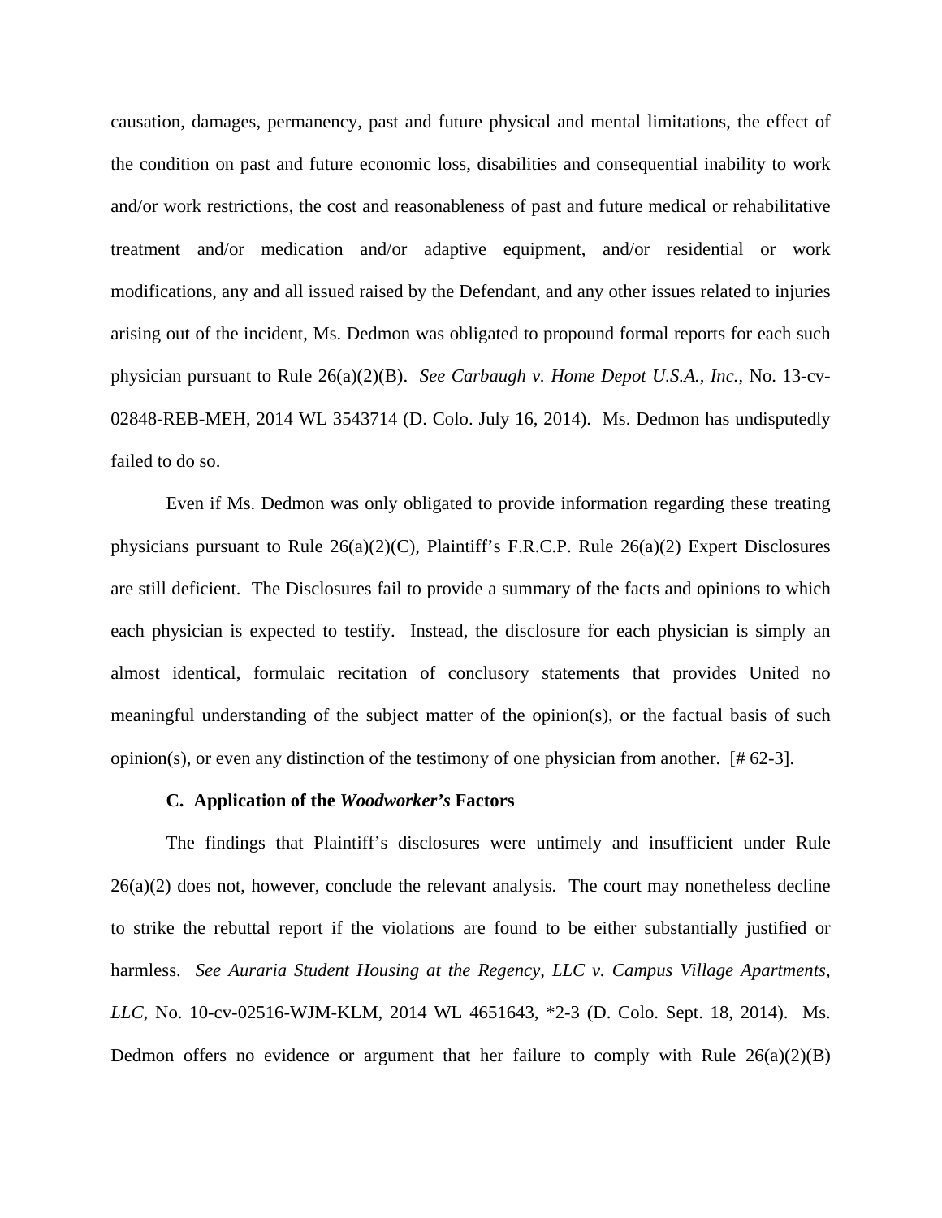causation, damages, permanency, past and future physical and mental limitations, the effect of the condition on past and future economic loss, disabilities and consequential inability to work and/or work restrictions, the cost and reasonableness of past and future medical or rehabilitative treatment and/or medication and/or adaptive equipment, and/or residential or work modifications, any and all issued raised by the Defendant, and any other issues related to injuries arising out of the incident, Ms. Dedmon was obligated to propound formal reports for each such physician pursuant to Rule 26(a)(2)(B). *See Carbaugh v. Home Depot U.S.A., Inc.*, No. 13-cv-02848-REB-MEH, 2014 WL 3543714 (D. Colo. July 16, 2014). Ms. Dedmon has undisputedly failed to do so.

Even if Ms. Dedmon was only obligated to provide information regarding these treating physicians pursuant to Rule 26(a)(2)(C), Plaintiff's F.R.C.P. Rule 26(a)(2) Expert Disclosures are still deficient. The Disclosures fail to provide a summary of the facts and opinions to which each physician is expected to testify. Instead, the disclosure for each physician is simply an almost identical, formulaic recitation of conclusory statements that provides United no meaningful understanding of the subject matter of the opinion(s), or the factual basis of such opinion(s), or even any distinction of the testimony of one physician from another. [# 62-3].

**C. Application of the *Woodworker's* Factors**

The findings that Plaintiff's disclosures were untimely and insufficient under Rule 26(a)(2) does not, however, conclude the relevant analysis. The court may nonetheless decline to strike the rebuttal report if the violations are found to be either substantially justified or harmless. *See Auraria Student Housing at the Regency, LLC v. Campus Village Apartments, LLC*, No. 10-cv-02516-WJM-KLM, 2014 WL 4651643, *2-3 (D. Colo. Sept. 18, 2014). Ms. Dedmon offers no evidence or argument that her failure to comply with Rule 26(a)(2)(B)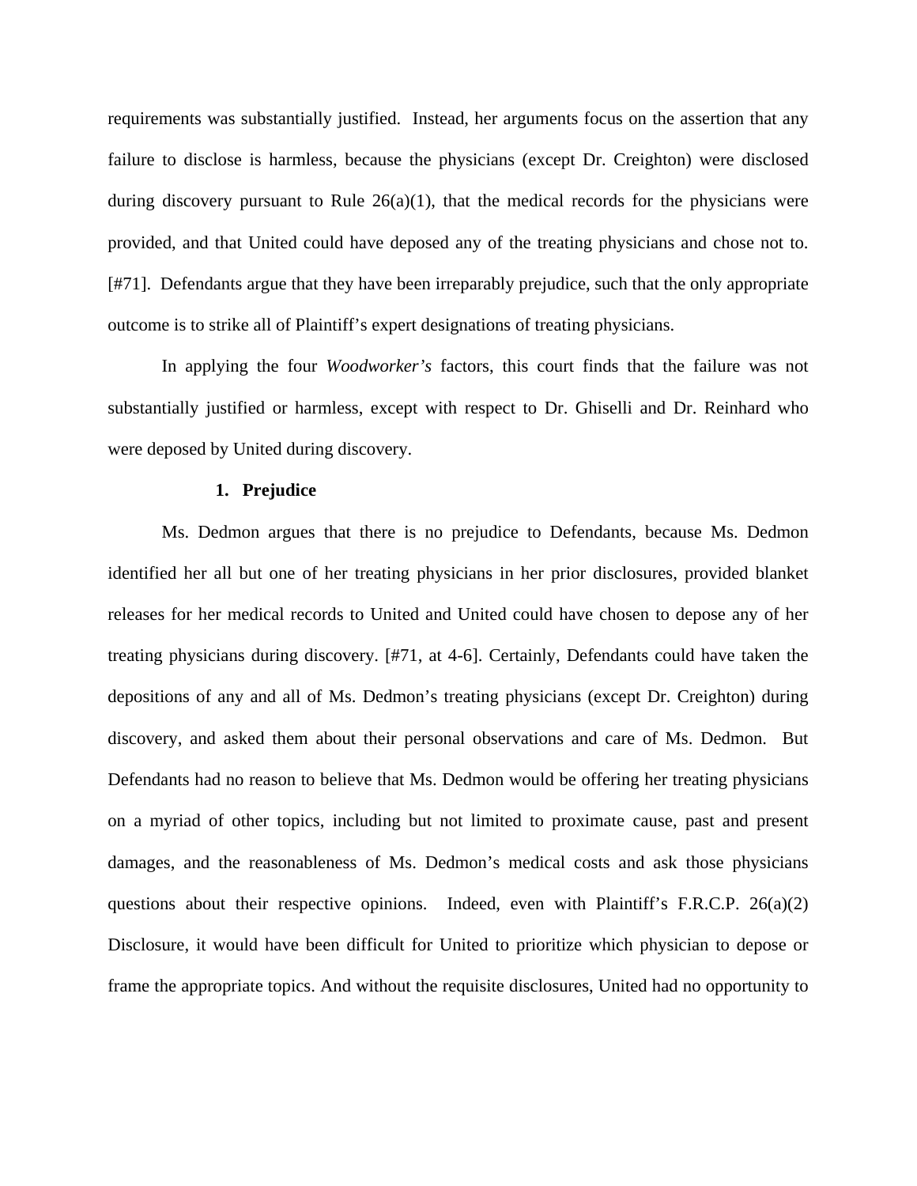requirements was substantially justified. Instead, her arguments focus on the assertion that any failure to disclose is harmless, because the physicians (except Dr. Creighton) were disclosed during discovery pursuant to Rule 26(a)(1), that the medical records for the physicians were provided, and that United could have deposed any of the treating physicians and chose not to. [#71]. Defendants argue that they have been irreparably prejudice, such that the only appropriate outcome is to strike all of Plaintiff's expert designations of treating physicians.

In applying the four *Woodworker's* factors, this court finds that the failure was not substantially justified or harmless, except with respect to Dr. Ghiselli and Dr. Reinhard who were deposed by United during discovery.

**1. Prejudice**

Ms. Dedmon argues that there is no prejudice to Defendants, because Ms. Dedmon identified her all but one of her treating physicians in her prior disclosures, provided blanket releases for her medical records to United and United could have chosen to depose any of her treating physicians during discovery. [#71, at 4-6]. Certainly, Defendants could have taken the depositions of any and all of Ms. Dedmon's treating physicians (except Dr. Creighton) during discovery, and asked them about their personal observations and care of Ms. Dedmon. But Defendants had no reason to believe that Ms. Dedmon would be offering her treating physicians on a myriad of other topics, including but not limited to proximate cause, past and present damages, and the reasonableness of Ms. Dedmon's medical costs and ask those physicians questions about their respective opinions. Indeed, even with Plaintiff's F.R.C.P. 26(a)(2) Disclosure, it would have been difficult for United to prioritize which physician to depose or frame the appropriate topics. And without the requisite disclosures, United had no opportunity to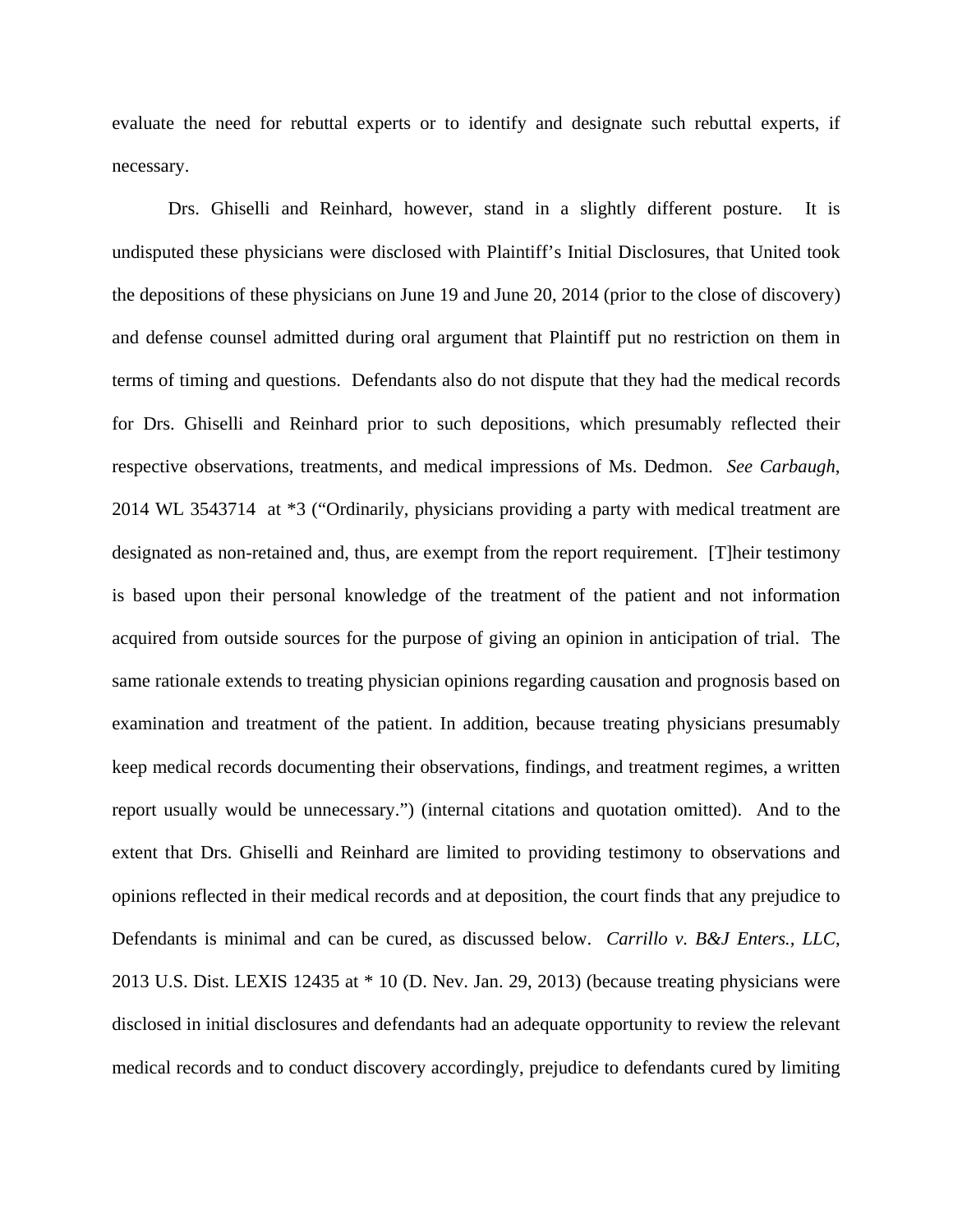evaluate the need for rebuttal experts or to identify and designate such rebuttal experts, if necessary.

Drs. Ghiselli and Reinhard, however, stand in a slightly different posture. It is undisputed these physicians were disclosed with Plaintiff's Initial Disclosures, that United took the depositions of these physicians on June 19 and June 20, 2014 (prior to the close of discovery) and defense counsel admitted during oral argument that Plaintiff put no restriction on them in terms of timing and questions. Defendants also do not dispute that they had the medical records for Drs. Ghiselli and Reinhard prior to such depositions, which presumably reflected their respective observations, treatments, and medical impressions of Ms. Dedmon. *See Carbaugh*, 2014 WL 3543714 at *3 ("Ordinarily, physicians providing a party with medical treatment are designated as non-retained and, thus, are exempt from the report requirement. [T]heir testimony is based upon their personal knowledge of the treatment of the patient and not information acquired from outside sources for the purpose of giving an opinion in anticipation of trial. The same rationale extends to treating physician opinions regarding causation and prognosis based on examination and treatment of the patient. In addition, because treating physicians presumably keep medical records documenting their observations, findings, and treatment regimes, a written report usually would be unnecessary.") (internal citations and quotation omitted). And to the extent that Drs. Ghiselli and Reinhard are limited to providing testimony to observations and opinions reflected in their medical records and at deposition, the court finds that any prejudice to Defendants is minimal and can be cured, as discussed below. *Carrillo v. B&J Enters., LLC*, 2013 U.S. Dist. LEXIS 12435 at * 10 (D. Nev. Jan. 29, 2013) (because treating physicians were disclosed in initial disclosures and defendants had an adequate opportunity to review the relevant medical records and to conduct discovery accordingly, prejudice to defendants cured by limiting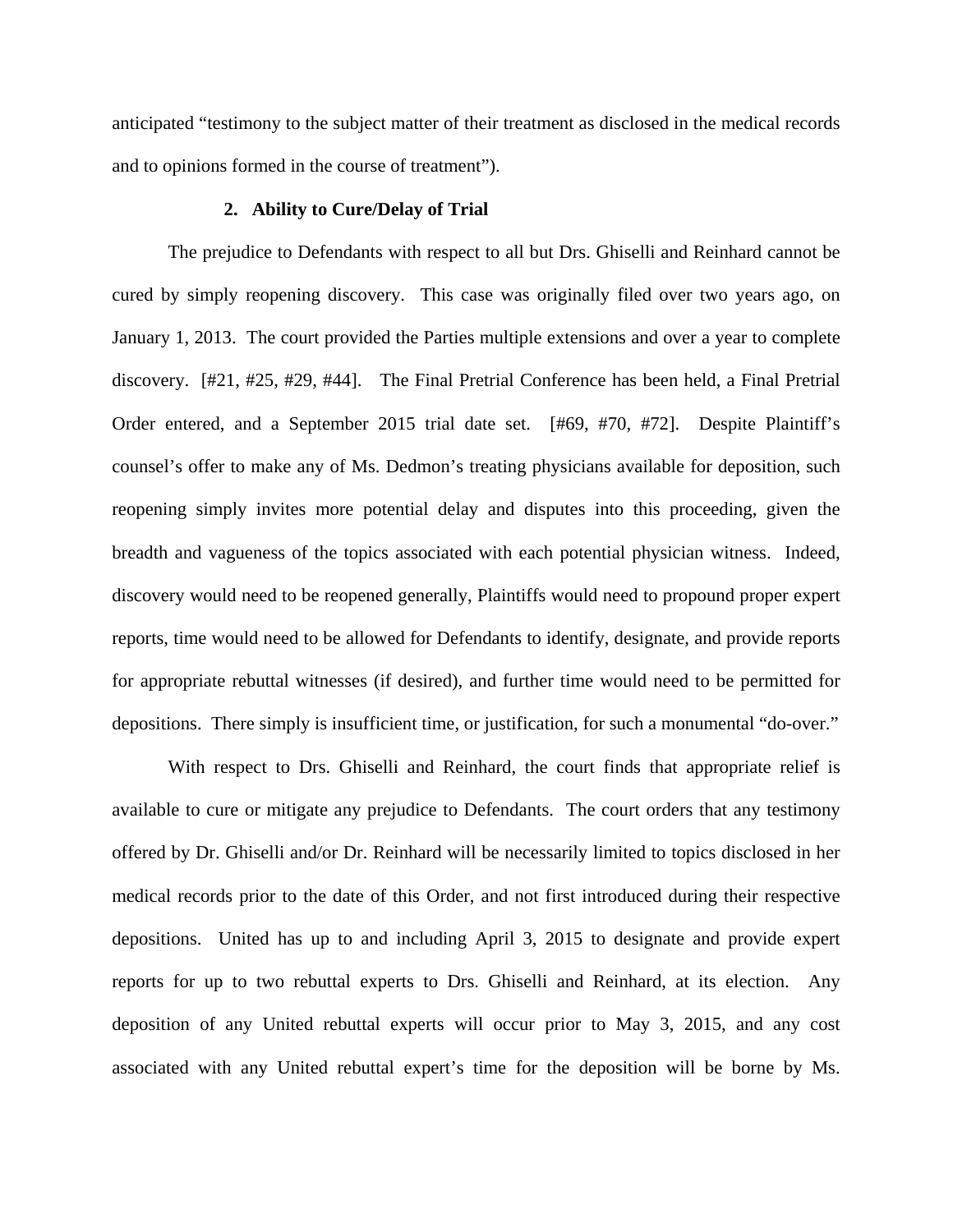anticipated "testimony to the subject matter of their treatment as disclosed in the medical records and to opinions formed in the course of treatment").

### 2. Ability to Cure/Delay of Trial

The prejudice to Defendants with respect to all but Drs. Ghiselli and Reinhard cannot be cured by simply reopening discovery. This case was originally filed over two years ago, on January 1, 2013. The court provided the Parties multiple extensions and over a year to complete discovery. [#21, #25, #29, #44]. The Final Pretrial Conference has been held, a Final Pretrial Order entered, and a September 2015 trial date set. [#69, #70, #72]. Despite Plaintiff's counsel's offer to make any of Ms. Dedmon's treating physicians available for deposition, such reopening simply invites more potential delay and disputes into this proceeding, given the breadth and vagueness of the topics associated with each potential physician witness. Indeed, discovery would need to be reopened generally, Plaintiffs would need to propound proper expert reports, time would need to be allowed for Defendants to identify, designate, and provide reports for appropriate rebuttal witnesses (if desired), and further time would need to be permitted for depositions. There simply is insufficient time, or justification, for such a monumental "do-over."

With respect to Drs. Ghiselli and Reinhard, the court finds that appropriate relief is available to cure or mitigate any prejudice to Defendants. The court orders that any testimony offered by Dr. Ghiselli and/or Dr. Reinhard will be necessarily limited to topics disclosed in her medical records prior to the date of this Order, and not first introduced during their respective depositions. United has up to and including April 3, 2015 to designate and provide expert reports for up to two rebuttal experts to Drs. Ghiselli and Reinhard, at its election. Any deposition of any United rebuttal experts will occur prior to May 3, 2015, and any cost associated with any United rebuttal expert's time for the deposition will be borne by Ms.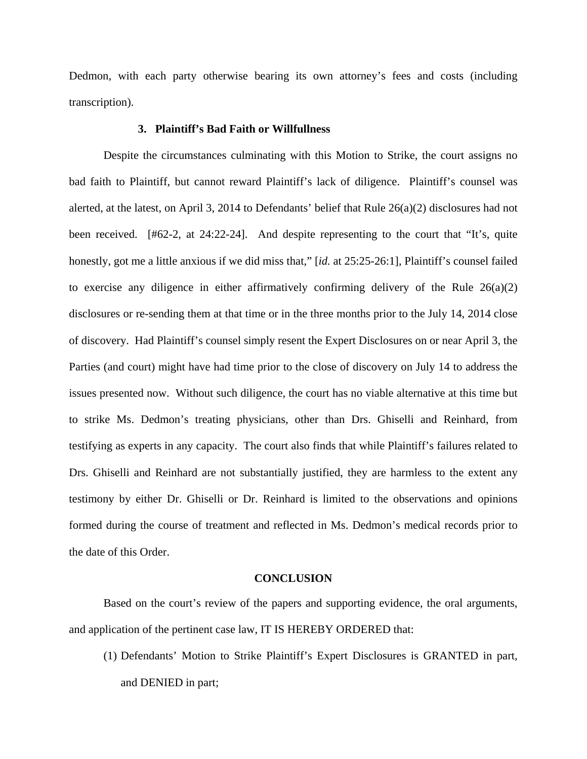Dedmon, with each party otherwise bearing its own attorney's fees and costs (including transcription).

### 3. Plaintiff's Bad Faith or Willfullness

Despite the circumstances culminating with this Motion to Strike, the court assigns no bad faith to Plaintiff, but cannot reward Plaintiff's lack of diligence. Plaintiff's counsel was alerted, at the latest, on April 3, 2014 to Defendants' belief that Rule 26(a)(2) disclosures had not been received. [#62-2, at 24:22-24]. And despite representing to the court that "It's, quite honestly, got me a little anxious if we did miss that," [*id.* at 25:25-26:1], Plaintiff's counsel failed to exercise any diligence in either affirmatively confirming delivery of the Rule 26(a)(2) disclosures or re-sending them at that time or in the three months prior to the July 14, 2014 close of discovery. Had Plaintiff's counsel simply resent the Expert Disclosures on or near April 3, the Parties (and court) might have had time prior to the close of discovery on July 14 to address the issues presented now. Without such diligence, the court has no viable alternative at this time but to strike Ms. Dedmon's treating physicians, other than Drs. Ghiselli and Reinhard, from testifying as experts in any capacity. The court also finds that while Plaintiff's failures related to Drs. Ghiselli and Reinhard are not substantially justified, they are harmless to the extent any testimony by either Dr. Ghiselli or Dr. Reinhard is limited to the observations and opinions formed during the course of treatment and reflected in Ms. Dedmon's medical records prior to the date of this Order.

## CONCLUSION

Based on the court's review of the papers and supporting evidence, the oral arguments, and application of the pertinent case law, IT IS HEREBY ORDERED that:

(1) Defendants' Motion to Strike Plaintiff's Expert Disclosures is GRANTED in part, and DENIED in part;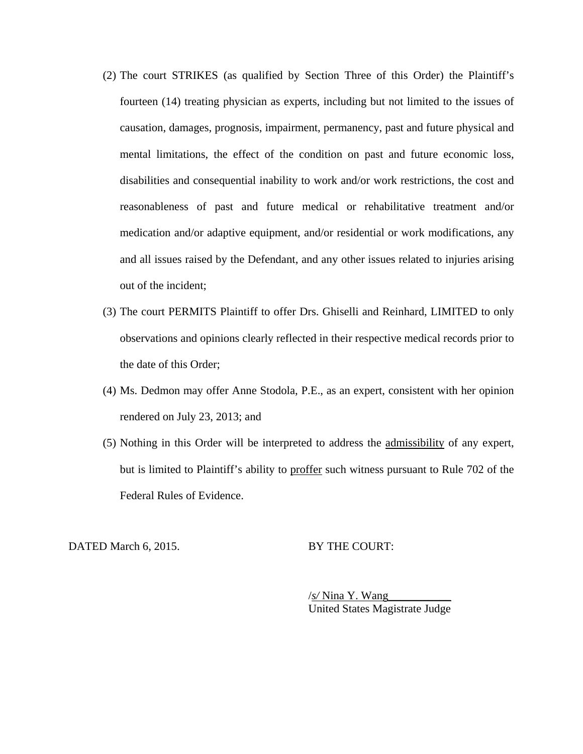(2) The court STRIKES (as qualified by Section Three of this Order) the Plaintiff's fourteen (14) treating physician as experts, including but not limited to the issues of causation, damages, prognosis, impairment, permanency, past and future physical and mental limitations, the effect of the condition on past and future economic loss, disabilities and consequential inability to work and/or work restrictions, the cost and reasonableness of past and future medical or rehabilitative treatment and/or medication and/or adaptive equipment, and/or residential or work modifications, any and all issues raised by the Defendant, and any other issues related to injuries arising out of the incident;

(3) The court PERMITS Plaintiff to offer Drs. Ghiselli and Reinhard, LIMITED to only observations and opinions clearly reflected in their respective medical records prior to the date of this Order;

(4) Ms. Dedmon may offer Anne Stodola, P.E., as an expert, consistent with her opinion rendered on July 23, 2013; and

(5) Nothing in this Order will be interpreted to address the <u>admissibility</u> of any expert, but is limited to Plaintiff's ability to <u>proffer</u> such witness pursuant to Rule 702 of the Federal Rules of Evidence.

DATED March 6, 2015.

BY THE COURT:

/*s/* Nina Y. Wang
United States Magistrate Judge